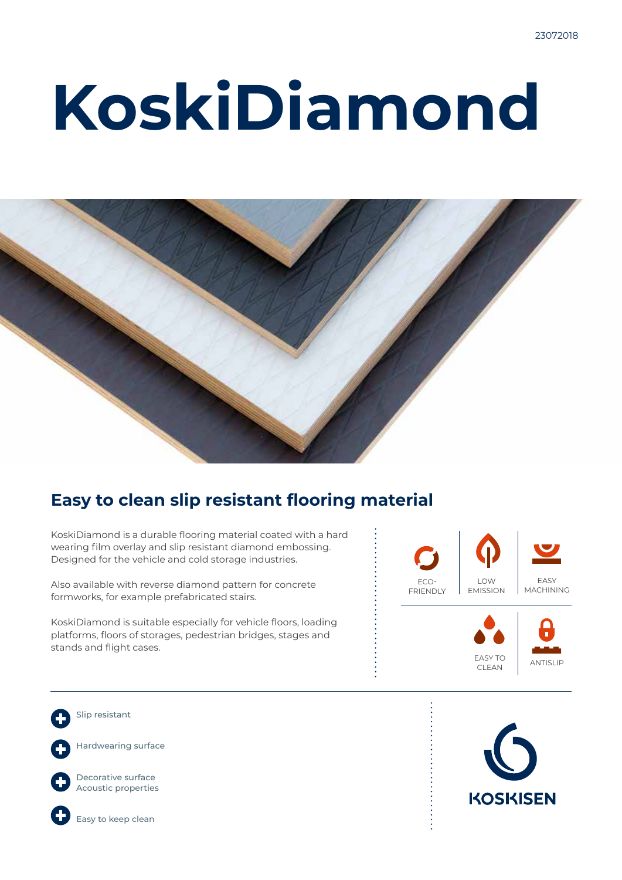# KoskiDiamond

## Easy to clean slip resistant flooring material

KoskiDiamond is a durable flooring material coated with a hard wearing film overlay and slip resistant diamond embossing. Designed for the vehicle and cold storage industries.

Also available with reverse diamond pattern for concrete formworks, for example prefabricated stairs.

KoskiDiamond is suitable especially for vehicle floors, loading platforms, floors of storages, pedestrian bridges, stages and stands and flight cases.

ECO-FRIENDLY

LOW EMISSION

EASY MACHINING

EASY TO CLEAN

ANTISLIP

- Slip resistant
- Hardwearing surface
- Decorative surface
  Acoustic properties
- Easy to keep clean

KOSKISEN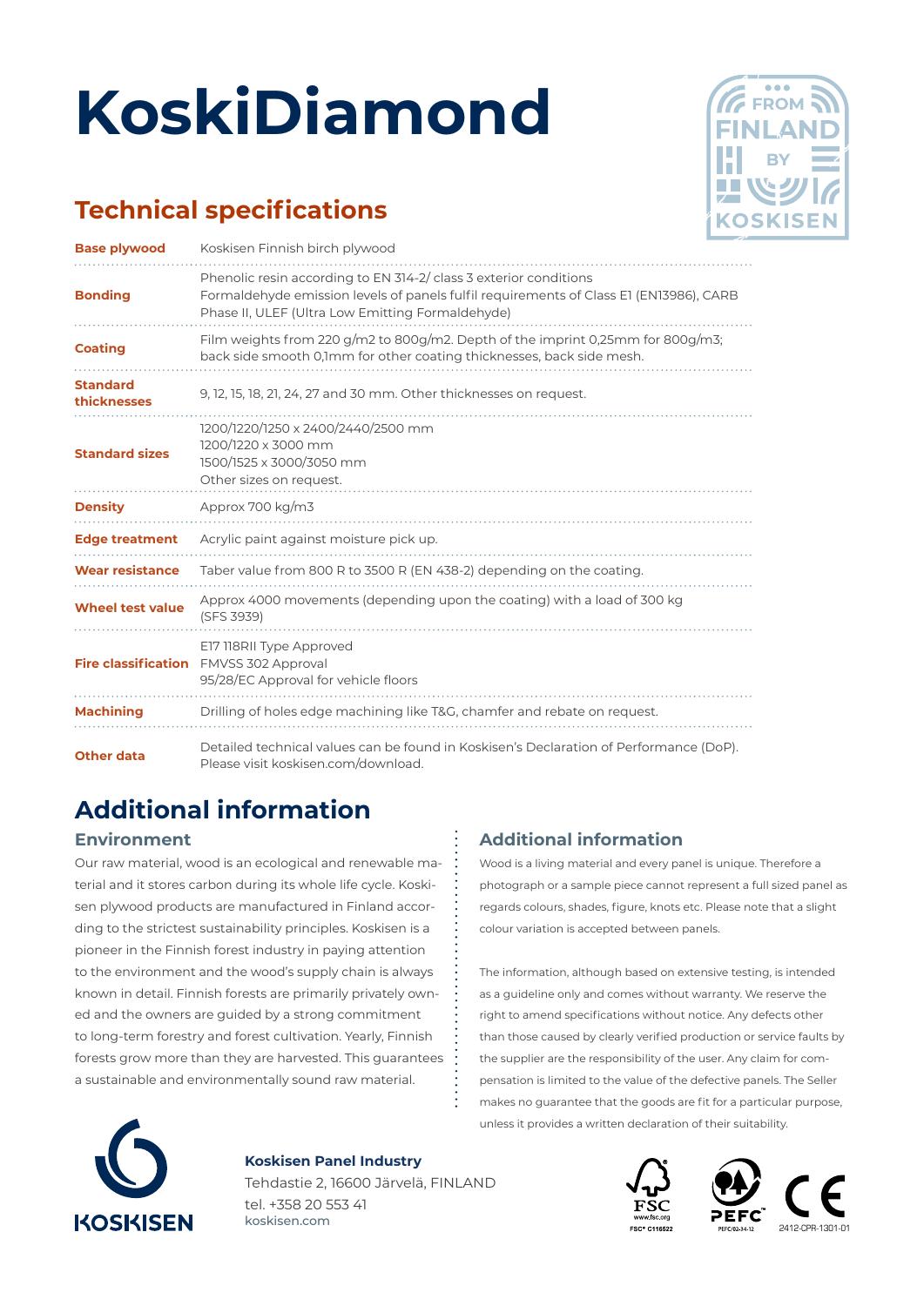# KoskiDiamond

## Technical specifications

| | |
|---|---|
| **Base plywood** | Koskisen Finnish birch plywood |
| **Bonding** | Phenolic resin according to EN 314-2/ class 3 exterior conditions<br>Formaldehyde emission levels of panels fulfil requirements of Class E1 (EN13986), CARB Phase II, ULEF (Ultra Low Emitting Formaldehyde) |
| **Coating** | Film weights from 220 g/m2 to 800g/m2. Depth of the imprint 0,25mm for 800g/m3; back side smooth 0,1mm for other coating thicknesses, back side mesh. |
| **Standard thicknesses** | 9, 12, 15, 18, 21, 24, 27 and 30 mm. Other thicknesses on request. |
| **Standard sizes** | 1200/1220/1250 x 2400/2440/2500 mm<br>1200/1220 x 3000 mm<br>1500/1525 x 3000/3050 mm<br>Other sizes on request. |
| **Density** | Approx 700 kg/m3 |
| **Edge treatment** | Acrylic paint against moisture pick up. |
| **Wear resistance** | Taber value from 800 R to 3500 R (EN 438-2) depending on the coating. |
| **Wheel test value** | Approx 4000 movements (depending upon the coating) with a load of 300 kg (SFS 3939) |
| **Fire classification** | E17 118RII Type Approved<br>FMVSS 302 Approval<br>95/28/EC Approval for vehicle floors |
| **Machining** | Drilling of holes edge machining like T&G, chamfer and rebate on request. |
| **Other data** | Detailed technical values can be found in Koskisen's Declaration of Performance (DoP). Please visit koskisen.com/download. |

## Additional information

### Environment

Our raw material, wood is an ecological and renewable material and it stores carbon during its whole life cycle. Koskisen plywood products are manufactured in Finland according to the strictest sustainability principles. Koskisen is a pioneer in the Finnish forest industry in paying attention to the environment and the wood's supply chain is always known in detail. Finnish forests are primarily privately owned and the owners are guided by a strong commitment to long-term forestry and forest cultivation. Yearly, Finnish forests grow more than they are harvested. This guarantees a sustainable and environmentally sound raw material.

### Additional information

Wood is a living material and every panel is unique. Therefore a photograph or a sample piece cannot represent a full sized panel as regards colours, shades, figure, knots etc. Please note that a slight colour variation is accepted between panels.

The information, although based on extensive testing, is intended as a guideline only and comes without warranty. We reserve the right to amend specifications without notice. Any defects other than those caused by clearly verified production or service faults by the supplier are the responsibility of the user. Any claim for compensation is limited to the value of the defective panels. The Seller makes no guarantee that the goods are fit for a particular purpose, unless it provides a written declaration of their suitability.

**Koskisen Panel Industry**
Tehdastie 2, 16600 Järvelä, FINLAND
tel. +358 20 553 41
koskisen.com

FSC® C116522 PEFC/02-34-12 2412-CPR-1301-01